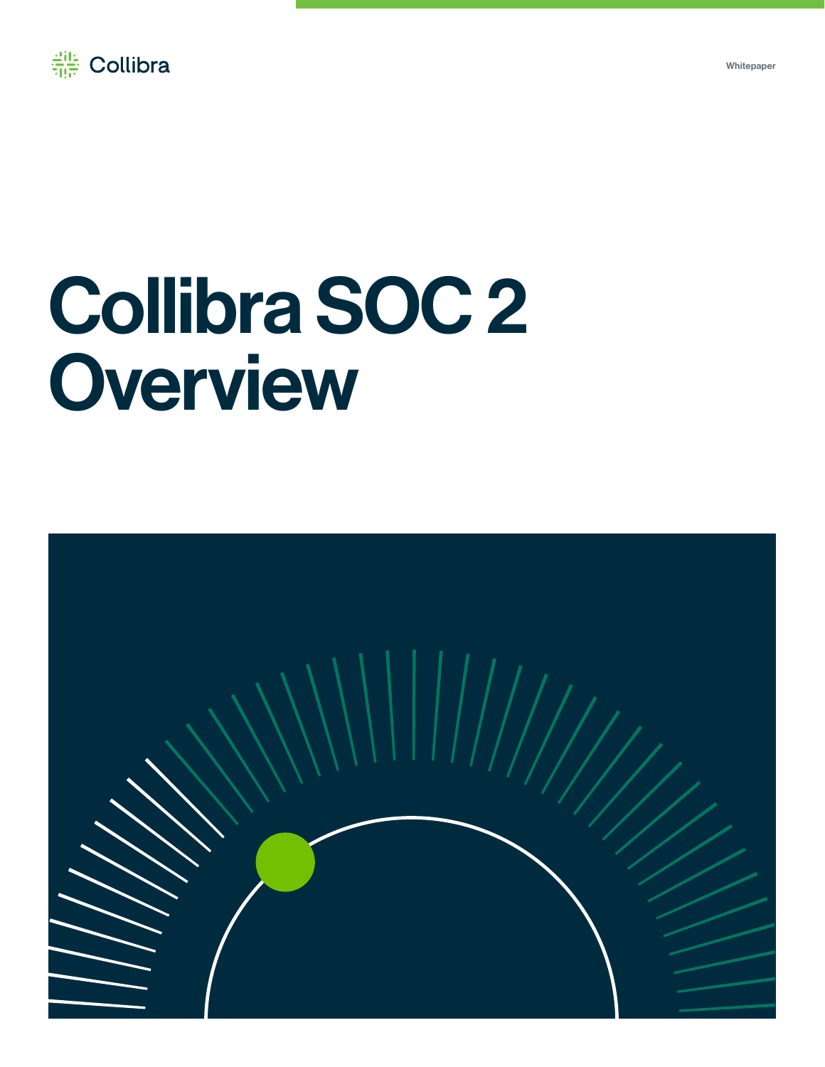Collibra

Whitepaper

# Collibra SOC 2 Overview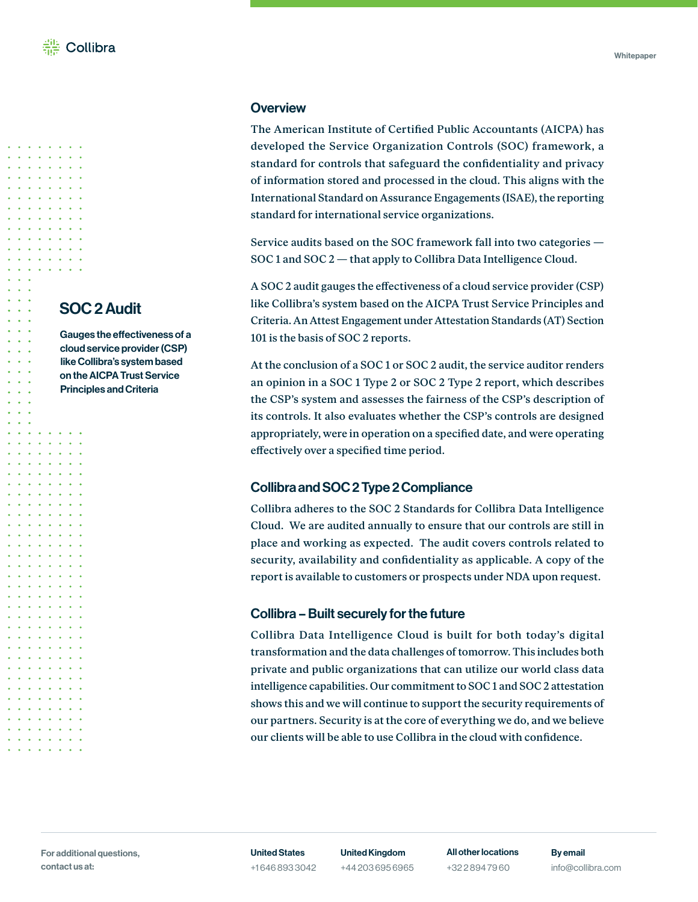## Overview

The American Institute of Certified Public Accountants (AICPA) has developed the Service Organization Controls (SOC) framework, a standard for controls that safeguard the confidentiality and privacy of information stored and processed in the cloud. This aligns with the International Standard on Assurance Engagements (ISAE), the reporting standard for international service organizations.

Service audits based on the SOC framework fall into two categories — SOC 1 and SOC 2 — that apply to Collibra Data Intelligence Cloud.

A SOC 2 audit gauges the effectiveness of a cloud service provider (CSP) like Collibra's system based on the AICPA Trust Service Principles and Criteria. An Attest Engagement under Attestation Standards (AT) Section 101 is the basis of SOC 2 reports.

### SOC 2 Audit

**Gauges the effectiveness of a cloud service provider (CSP) like Collibra's system based on the AICPA Trust Service Principles and Criteria**

At the conclusion of a SOC 1 or SOC 2 audit, the service auditor renders an opinion in a SOC 1 Type 2 or SOC 2 Type 2 report, which describes the CSP's system and assesses the fairness of the CSP's description of its controls. It also evaluates whether the CSP's controls are designed appropriately, were in operation on a specified date, and were operating effectively over a specified time period.

## Collibra and SOC 2 Type 2 Compliance

Collibra adheres to the SOC 2 Standards for Collibra Data Intelligence Cloud. We are audited annually to ensure that our controls are still in place and working as expected. The audit covers controls related to security, availability and confidentiality as applicable. A copy of the report is available to customers or prospects under NDA upon request.

## Collibra – Built securely for the future

Collibra Data Intelligence Cloud is built for both today's digital transformation and the data challenges of tomorrow. This includes both private and public organizations that can utilize our world class data intelligence capabilities. Our commitment to SOC 1 and SOC 2 attestation shows this and we will continue to support the security requirements of our partners. Security is at the core of everything we do, and we believe our clients will be able to use Collibra in the cloud with confidence.

For additional questions, contact us at:

**United States**
+1 646 893 3042

**United Kingdom**
+44 203 695 6965

**All other locations**
+32 2 894 79 60

**By email**
info@collibra.com